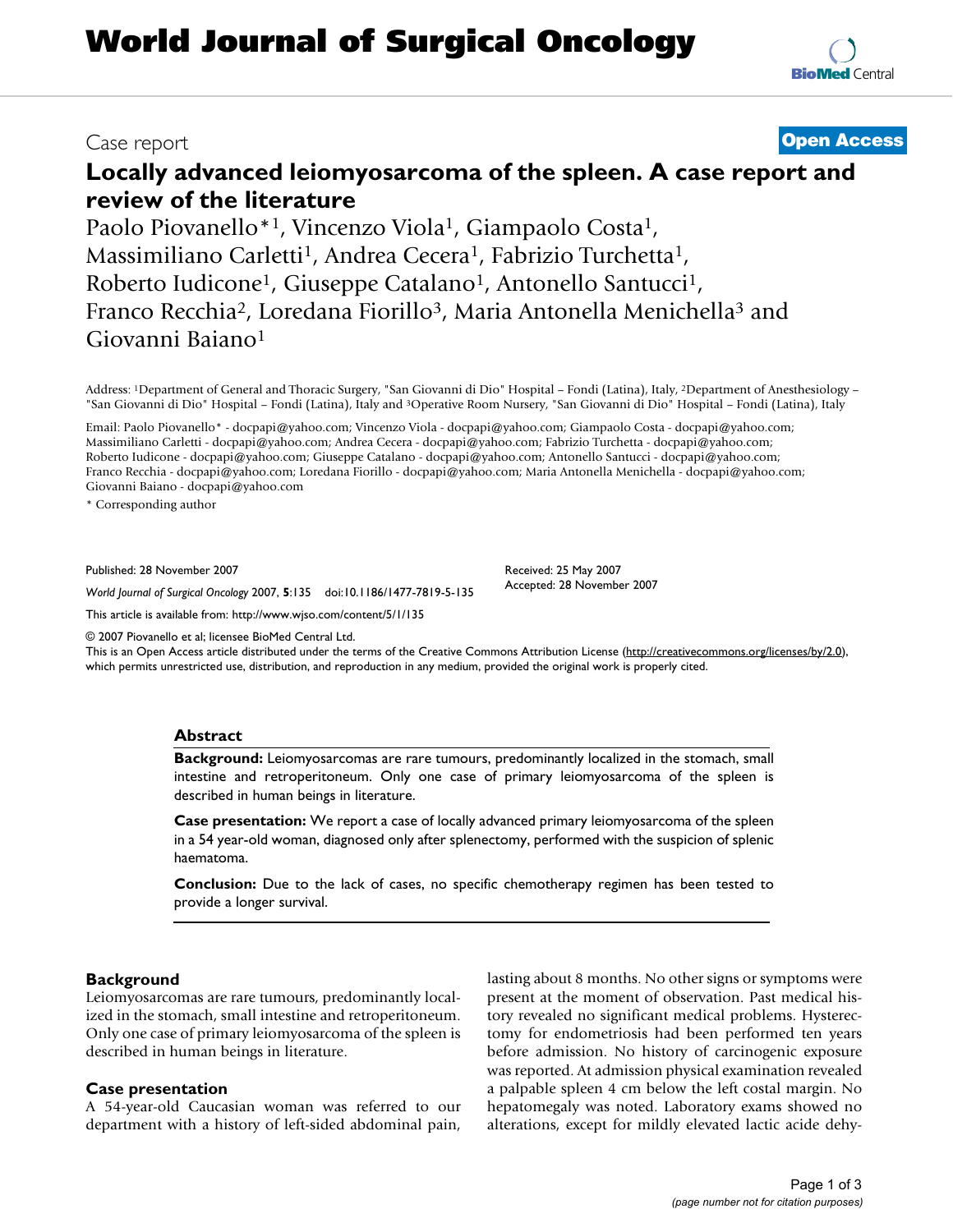# World Journal of Surgical Oncology

Case report

**Open Access**

## Locally advanced leiomyosarcoma of the spleen. A case report and review of the literature

Paolo Piovanello*[1], Vincenzo Viola[1], Giampaolo Costa[1], Massimiliano Carletti[1], Andrea Cecera[1], Fabrizio Turchetta[1], Roberto Iudicone[1], Giuseppe Catalano[1], Antonello Santucci[1], Franco Recchia[2], Loredana Fiorillo[3], Maria Antonella Menichella[3] and Giovanni Baiano[1]

Address: [1]Department of General and Thoracic Surgery, "San Giovanni di Dio" Hospital – Fondi (Latina), Italy, [2]Department of Anesthesiology – "San Giovanni di Dio" Hospital – Fondi (Latina), Italy and [3]Operative Room Nursery, "San Giovanni di Dio" Hospital – Fondi (Latina), Italy

Email: Paolo Piovanello* - docpapi@yahoo.com; Vincenzo Viola - docpapi@yahoo.com; Giampaolo Costa - docpapi@yahoo.com; Massimiliano Carletti - docpapi@yahoo.com; Andrea Cecera - docpapi@yahoo.com; Fabrizio Turchetta - docpapi@yahoo.com; Roberto Iudicone - docpapi@yahoo.com; Giuseppe Catalano - docpapi@yahoo.com; Antonello Santucci - docpapi@yahoo.com; Franco Recchia - docpapi@yahoo.com; Loredana Fiorillo - docpapi@yahoo.com; Maria Antonella Menichella - docpapi@yahoo.com; Giovanni Baiano - docpapi@yahoo.com

* Corresponding author

Published: 28 November 2007

*World Journal of Surgical Oncology* 2007, **5**:135 doi:10.1186/1477-7819-5-135

Received: 25 May 2007
Accepted: 28 November 2007

This article is available from: http://www.wjso.com/content/5/1/135

© 2007 Piovanello et al; licensee BioMed Central Ltd.
This is an Open Access article distributed under the terms of the Creative Commons Attribution License (http://creativecommons.org/licenses/by/2.0), which permits unrestricted use, distribution, and reproduction in any medium, provided the original work is properly cited.

### Abstract

**Background:** Leiomyosarcomas are rare tumours, predominantly localized in the stomach, small intestine and retroperitoneum. Only one case of primary leiomyosarcoma of the spleen is described in human beings in literature.

**Case presentation:** We report a case of locally advanced primary leiomyosarcoma of the spleen in a 54 year-old woman, diagnosed only after splenectomy, performed with the suspicion of splenic haematoma.

**Conclusion:** Due to the lack of cases, no specific chemotherapy regimen has been tested to provide a longer survival.

## Background

Leiomyosarcomas are rare tumours, predominantly localized in the stomach, small intestine and retroperitoneum. Only one case of primary leiomyosarcoma of the spleen is described in human beings in literature.

## Case presentation

A 54-year-old Caucasian woman was referred to our department with a history of left-sided abdominal pain, lasting about 8 months. No other signs or symptoms were present at the moment of observation. Past medical history revealed no significant medical problems. Hysterectomy for endometriosis had been performed ten years before admission. No history of carcinogenic exposure was reported. At admission physical examination revealed a palpable spleen 4 cm below the left costal margin. No hepatomegaly was noted. Laboratory exams showed no alterations, except for mildly elevated lactic acide dehy-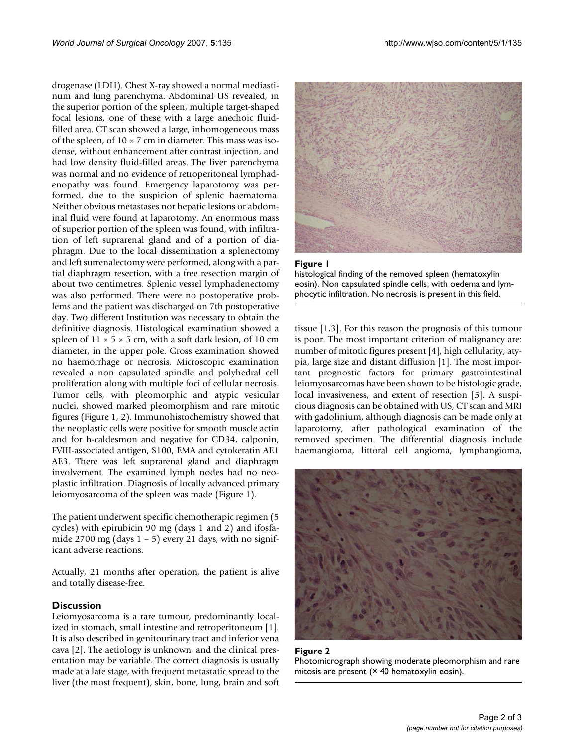drogenase (LDH). Chest X-ray showed a normal mediastinum and lung parenchyma. Abdominal US revealed, in the superior portion of the spleen, multiple target-shaped focal lesions, one of these with a large anechoic fluid-filled area. CT scan showed a large, inhomogeneous mass of the spleen, of 10 × 7 cm in diameter. This mass was isodense, without enhancement after contrast injection, and had low density fluid-filled areas. The liver parenchyma was normal and no evidence of retroperitoneal lymphadenopathy was found. Emergency laparotomy was performed, due to the suspicion of splenic haematoma. Neither obvious metastases nor hepatic lesions or abdominal fluid were found at laparotomy. An enormous mass of superior portion of the spleen was found, with infiltration of left suprarenal gland and of a portion of diaphragm. Due to the local dissemination a splenectomy and left surrenalectomy were performed, along with a partial diaphragm resection, with a free resection margin of about two centimetres. Splenic vessel lymphadenectomy was also performed. There were no postoperative problems and the patient was discharged on 7th postoperative day. Two different Institution was necessary to obtain the definitive diagnosis. Histological examination showed a spleen of 11 × 5 × 5 cm, with a soft dark lesion, of 10 cm diameter, in the upper pole. Gross examination showed no haemorrhage or necrosis. Microscopic examination revealed a non capsulated spindle and polyhedral cell proliferation along with multiple foci of cellular necrosis. Tumor cells, with pleomorphic and atypic vesicular nuclei, showed marked pleomorphism and rare mitotic figures (Figure 1, 2). Immunohistochemistry showed that the neoplastic cells were positive for smooth muscle actin and for h-caldesmon and negative for CD34, calponin, FVIII-associated antigen, S100, EMA and cytokeratin AE1 AE3. There was left suprarenal gland and diaphragm involvement. The examined lymph nodes had no neoplastic infiltration. Diagnosis of locally advanced primary leiomyosarcoma of the spleen was made (Figure 1).

The patient underwent specific chemotherapic regimen (5 cycles) with epirubicin 90 mg (days 1 and 2) and ifosfamide 2700 mg (days 1 – 5) every 21 days, with no significant adverse reactions.

Actually, 21 months after operation, the patient is alive and totally disease-free.

## Discussion

Leiomyosarcoma is a rare tumour, predominantly localized in stomach, small intestine and retroperitoneum [1]. It is also described in genitourinary tract and inferior vena cava [2]. The aetiology is unknown, and the clinical presentation may be variable. The correct diagnosis is usually made at a late stage, with frequent metastatic spread to the liver (the most frequent), skin, bone, lung, brain and soft tissue [1,3]. For this reason the prognosis of this tumour is poor. The most important criterion of malignancy are: number of mitotic figures present [4], high cellularity, atypia, large size and distant diffusion [1]. The most important prognostic factors for primary gastrointestinal leiomyosarcomas have been shown to be histologic grade, local invasiveness, and extent of resection [5]. A suspicious diagnosis can be obtained with US, CT scan and MRI with gadolinium, although diagnosis can be made only at laparotomy, after pathological examination of the removed specimen. The differential diagnosis include haemangioma, littoral cell angioma, lymphangioma,

**Figure 1**
histological finding of the removed spleen (hematoxylin eosin). Non capsulated spindle cells, with oedema and lymphocytic infiltration. No necrosis is present in this field.

**Figure 2**
Photomicrograph showing moderate pleomorphism and rare mitosis are present (× 40 hematoxylin eosin).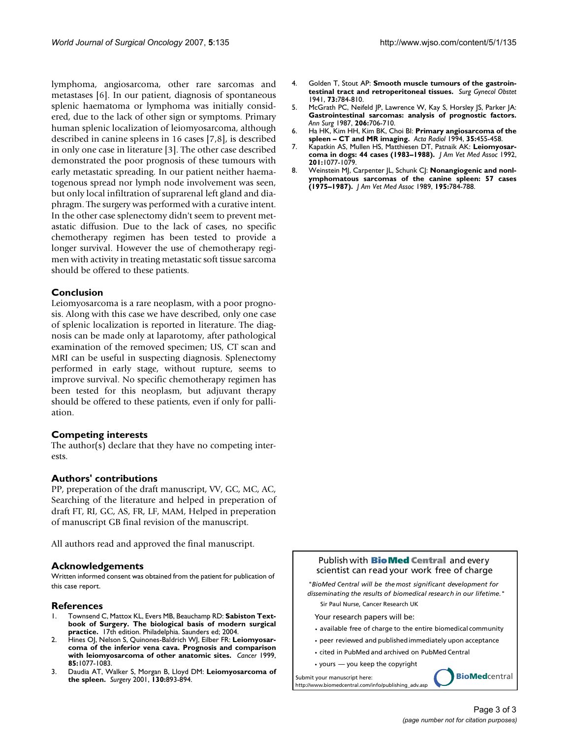lymphoma, angiosarcoma, other rare sarcomas and metastases [6]. In our patient, diagnosis of spontaneous splenic haematoma or lymphoma was initially considered, due to the lack of other sign or symptoms. Primary human splenic localization of leiomyosarcoma, although described in canine spleens in 16 cases [7,8], is described in only one case in literature [3]. The other case described demonstrated the poor prognosis of these tumours with early metastatic spreading. In our patient neither haematogenous spread nor lymph node involvement was seen, but only local infiltration of suprarenal left gland and diaphragm. The surgery was performed with a curative intent. In the other case splenectomy didn't seem to prevent metastatic diffusion. Due to the lack of cases, no specific chemotherapy regimen has been tested to provide a longer survival. However the use of chemotherapy regimen with activity in treating metastatic soft tissue sarcoma should be offered to these patients.

## Conclusion

Leiomyosarcoma is a rare neoplasm, with a poor prognosis. Along with this case we have described, only one case of splenic localization is reported in literature. The diagnosis can be made only at laparotomy, after pathological examination of the removed specimen; US, CT scan and MRI can be useful in suspecting diagnosis. Splenectomy performed in early stage, without rupture, seems to improve survival. No specific chemotherapy regimen has been tested for this neoplasm, but adjuvant therapy should be offered to these patients, even if only for palliation.

## Competing interests

The author(s) declare that they have no competing interests.

## Authors' contributions

PP, preperation of the draft manuscript, VV, GC, MC, AC, Searching of the literature and helped in preperation of draft FT, RI, GC, AS, FR, LF, MAM, Helped in preperation of manuscript GB final revision of the manuscript.

All authors read and approved the final manuscript.

## Acknowledgements

Written informed consent was obtained from the patient for publication of this case report.

## References

1. Townsend C, Mattox KL, Evers MB, Beauchamp RD: **Sabiston Textbook of Surgery. The biological basis of modern surgical practice.** 17th edition. Philadelphia. Saunders ed; 2004.
2. Hines OJ, Nelson S, Quinones-Baldrich WJ, Eilber FR: **Leiomyosarcoma of the inferior vena cava. Prognosis and comparison with leiomyosarcoma of other anatomic sites.** *Cancer* 1999, **85:**1077-1083.
3. Daudia AT, Walker S, Morgan B, Lloyd DM: **Leiomyosarcoma of the spleen.** *Surgery* 2001, **130:**893-894.
4. Golden T, Stout AP: **Smooth muscle tumours of the gastrointestinal tract and retroperitoneal tissues.** *Surg Gynecol Obstet* 1941, **73:**784-810.
5. McGrath PC, Neifeld JP, Lawrence W, Kay S, Horsley JS, Parker JA: **Gastrointestinal sarcomas: analysis of prognostic factors.** *Ann Surg* 1987, **206:**706-710.
6. Ha HK, Kim HH, Kim BK, Choi BI: **Primary angiosarcoma of the spleen – CT and MR imaging.** *Acta Radiol* 1994, **35:**455-458.
7. Kapatkin AS, Mullen HS, Matthiesen DT, Patnaik AK: **Leiomyosarcoma in dogs: 44 cases (1983–1988).** *J Am Vet Med Assoc* 1992, **201:**1077-1079.
8. Weinstein MJ, Carpenter JL, Schunk CJ: **Nonangiogenic and nonlymphomatous sarcomas of the canine spleen: 57 cases (1975–1987).** *J Am Vet Med Assoc* 1989, **195:**784-788.

Publish with **BioMed Central** and every scientist can read your work free of charge

*"BioMed Central will be the most significant development for disseminating the results of biomedical research in our lifetime."*

Sir Paul Nurse, Cancer Research UK

Your research papers will be:

- available free of charge to the entire biomedical community
- peer reviewed and published immediately upon acceptance
- cited in PubMed and archived on PubMed Central
- yours — you keep the copyright

Submit your manuscript here:
http://www.biomedcentral.com/info/publishing_adv.asp

BioMedcentral